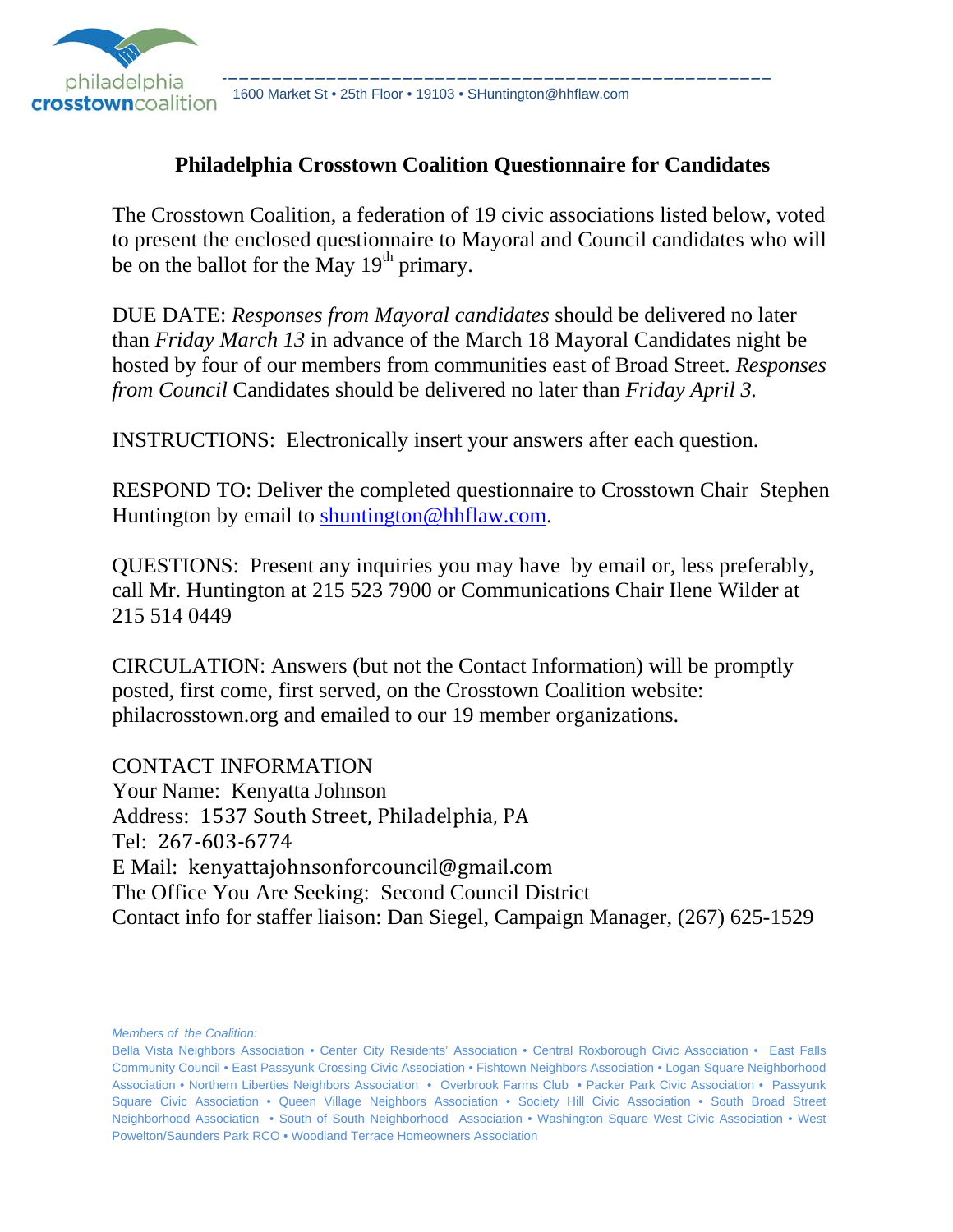philadelphia **crosstown**coalition

1600 Market St • 25th Floor • 19103 • SHuntington@hhflaw.com

# Philadelphia Crosstown Coalition Questionnaire for Candidates

The Crosstown Coalition, a federation of 19 civic associations listed below, voted to present the enclosed questionnaire to Mayoral and Council candidates who will be on the ballot for the May 19th primary.

DUE DATE: *Responses from Mayoral candidates* should be delivered no later than *Friday March 13* in advance of the March 18 Mayoral Candidates night be hosted by four of our members from communities east of Broad Street. *Responses from Council* Candidates should be delivered no later than *Friday April 3.*

INSTRUCTIONS: Electronically insert your answers after each question.

RESPOND TO: Deliver the completed questionnaire to Crosstown Chair Stephen Huntington by email to shuntington@hhflaw.com.

QUESTIONS: Present any inquiries you may have by email or, less preferably, call Mr. Huntington at 215 523 7900 or Communications Chair Ilene Wilder at 215 514 0449

CIRCULATION: Answers (but not the Contact Information) will be promptly posted, first come, first served, on the Crosstown Coalition website: philacrosstown.org and emailed to our 19 member organizations.

CONTACT INFORMATION
Your Name: Kenyatta Johnson
Address: 1537 South Street, Philadelphia, PA
Tel: 267-603-6774
E Mail: kenyattajohnsonforcouncil@gmail.com
The Office You Are Seeking: Second Council District
Contact info for staffer liaison: Dan Siegel, Campaign Manager, (267) 625-1529

*Members of the Coalition:*
Bella Vista Neighbors Association • Center City Residents' Association • Central Roxborough Civic Association • East Falls Community Council • East Passyunk Crossing Civic Association • Fishtown Neighbors Association • Logan Square Neighborhood Association • Northern Liberties Neighbors Association • Overbrook Farms Club • Packer Park Civic Association • Passyunk Square Civic Association • Queen Village Neighbors Association • Society Hill Civic Association • South Broad Street Neighborhood Association • South of South Neighborhood Association • Washington Square West Civic Association • West Powelton/Saunders Park RCO • Woodland Terrace Homeowners Association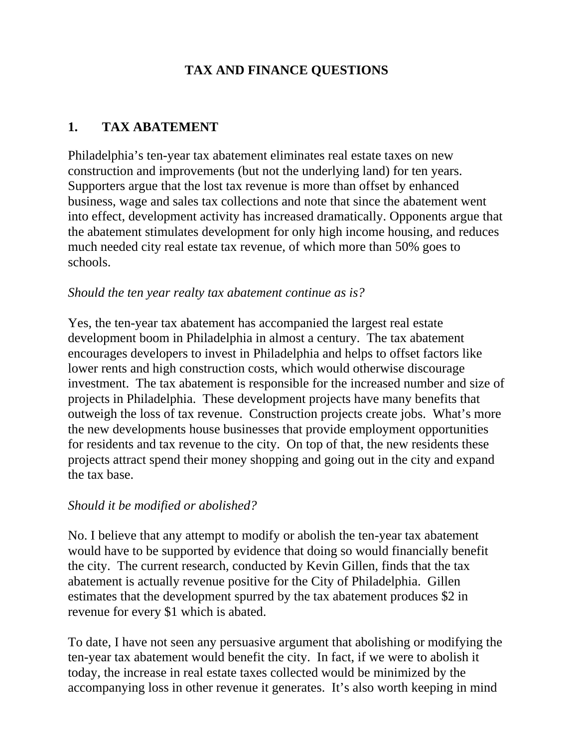# TAX AND FINANCE QUESTIONS

## 1. TAX ABATEMENT

Philadelphia's ten-year tax abatement eliminates real estate taxes on new construction and improvements (but not the underlying land) for ten years. Supporters argue that the lost tax revenue is more than offset by enhanced business, wage and sales tax collections and note that since the abatement went into effect, development activity has increased dramatically. Opponents argue that the abatement stimulates development for only high income housing, and reduces much needed city real estate tax revenue, of which more than 50% goes to schools.

*Should the ten year realty tax abatement continue as is?*

Yes, the ten-year tax abatement has accompanied the largest real estate development boom in Philadelphia in almost a century. The tax abatement encourages developers to invest in Philadelphia and helps to offset factors like lower rents and high construction costs, which would otherwise discourage investment. The tax abatement is responsible for the increased number and size of projects in Philadelphia. These development projects have many benefits that outweigh the loss of tax revenue. Construction projects create jobs. What's more the new developments house businesses that provide employment opportunities for residents and tax revenue to the city. On top of that, the new residents these projects attract spend their money shopping and going out in the city and expand the tax base.

*Should it be modified or abolished?*

No. I believe that any attempt to modify or abolish the ten-year tax abatement would have to be supported by evidence that doing so would financially benefit the city. The current research, conducted by Kevin Gillen, finds that the tax abatement is actually revenue positive for the City of Philadelphia. Gillen estimates that the development spurred by the tax abatement produces $2 in revenue for every $1 which is abated.

To date, I have not seen any persuasive argument that abolishing or modifying the ten-year tax abatement would benefit the city. In fact, if we were to abolish it today, the increase in real estate taxes collected would be minimized by the accompanying loss in other revenue it generates. It's also worth keeping in mind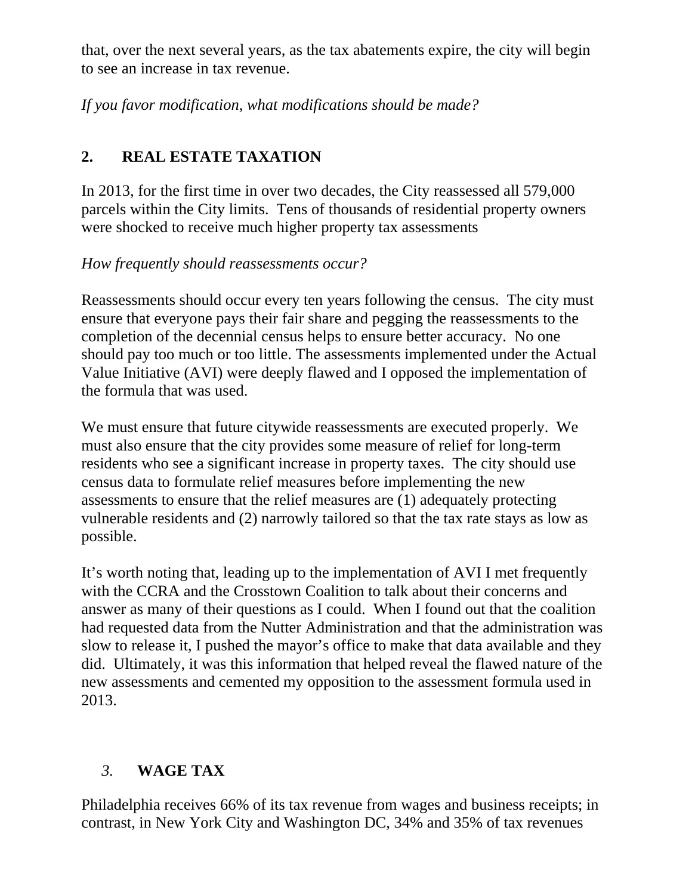that, over the next several years, as the tax abatements expire, the city will begin to see an increase in tax revenue.

*If you favor modification, what modifications should be made?*

## 2. REAL ESTATE TAXATION

In 2013, for the first time in over two decades, the City reassessed all 579,000 parcels within the City limits. Tens of thousands of residential property owners were shocked to receive much higher property tax assessments

*How frequently should reassessments occur?*

Reassessments should occur every ten years following the census. The city must ensure that everyone pays their fair share and pegging the reassessments to the completion of the decennial census helps to ensure better accuracy. No one should pay too much or too little. The assessments implemented under the Actual Value Initiative (AVI) were deeply flawed and I opposed the implementation of the formula that was used.

We must ensure that future citywide reassessments are executed properly. We must also ensure that the city provides some measure of relief for long-term residents who see a significant increase in property taxes. The city should use census data to formulate relief measures before implementing the new assessments to ensure that the relief measures are (1) adequately protecting vulnerable residents and (2) narrowly tailored so that the tax rate stays as low as possible.

It's worth noting that, leading up to the implementation of AVI I met frequently with the CCRA and the Crosstown Coalition to talk about their concerns and answer as many of their questions as I could. When I found out that the coalition had requested data from the Nutter Administration and that the administration was slow to release it, I pushed the mayor's office to make that data available and they did. Ultimately, it was this information that helped reveal the flawed nature of the new assessments and cemented my opposition to the assessment formula used in 2013.

## *3.* WAGE TAX

Philadelphia receives 66% of its tax revenue from wages and business receipts; in contrast, in New York City and Washington DC, 34% and 35% of tax revenues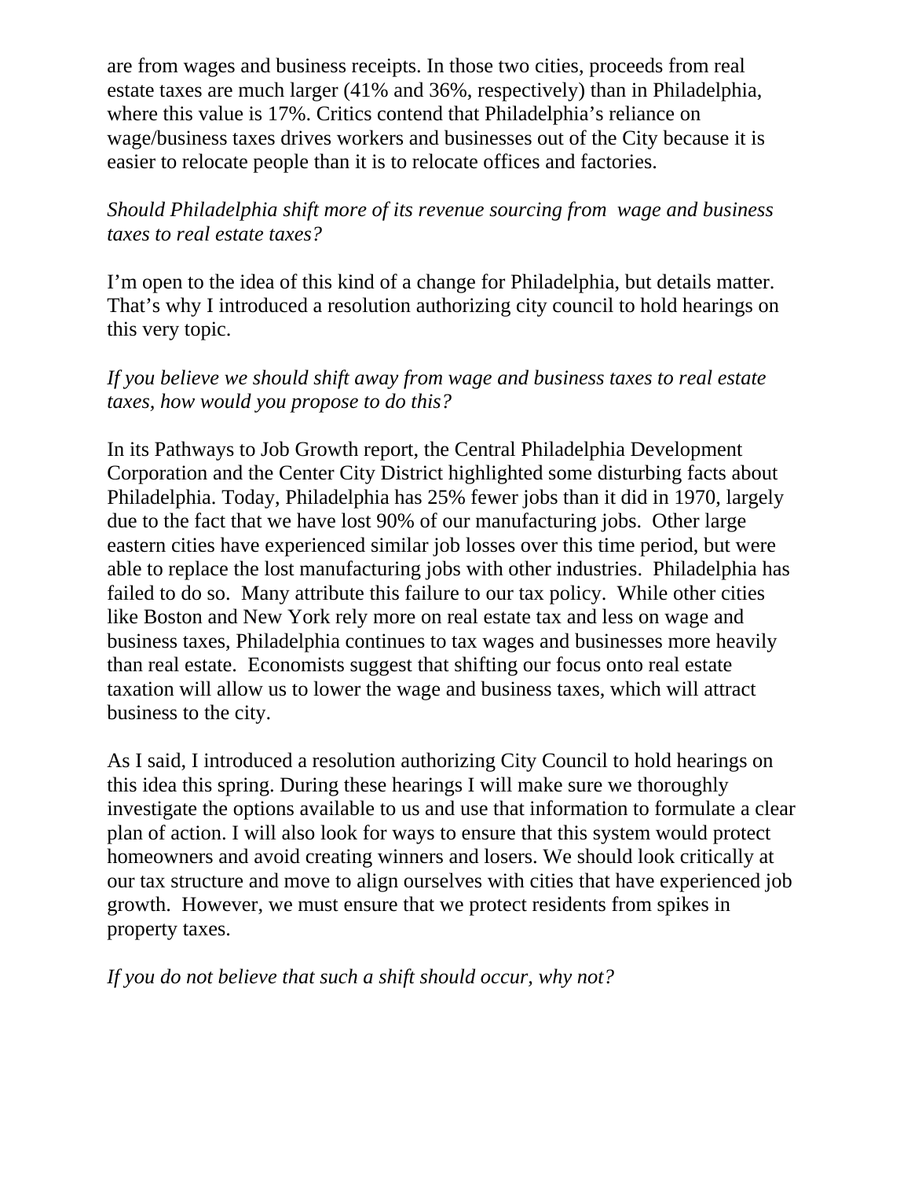are from wages and business receipts. In those two cities, proceeds from real estate taxes are much larger (41% and 36%, respectively) than in Philadelphia, where this value is 17%. Critics contend that Philadelphia's reliance on wage/business taxes drives workers and businesses out of the City because it is easier to relocate people than it is to relocate offices and factories.

*Should Philadelphia shift more of its revenue sourcing from wage and business taxes to real estate taxes?*

I'm open to the idea of this kind of a change for Philadelphia, but details matter. That's why I introduced a resolution authorizing city council to hold hearings on this very topic.

*If you believe we should shift away from wage and business taxes to real estate taxes, how would you propose to do this?*

In its Pathways to Job Growth report, the Central Philadelphia Development Corporation and the Center City District highlighted some disturbing facts about Philadelphia. Today, Philadelphia has 25% fewer jobs than it did in 1970, largely due to the fact that we have lost 90% of our manufacturing jobs. Other large eastern cities have experienced similar job losses over this time period, but were able to replace the lost manufacturing jobs with other industries. Philadelphia has failed to do so. Many attribute this failure to our tax policy. While other cities like Boston and New York rely more on real estate tax and less on wage and business taxes, Philadelphia continues to tax wages and businesses more heavily than real estate. Economists suggest that shifting our focus onto real estate taxation will allow us to lower the wage and business taxes, which will attract business to the city.

As I said, I introduced a resolution authorizing City Council to hold hearings on this idea this spring. During these hearings I will make sure we thoroughly investigate the options available to us and use that information to formulate a clear plan of action. I will also look for ways to ensure that this system would protect homeowners and avoid creating winners and losers. We should look critically at our tax structure and move to align ourselves with cities that have experienced job growth. However, we must ensure that we protect residents from spikes in property taxes.

*If you do not believe that such a shift should occur, why not?*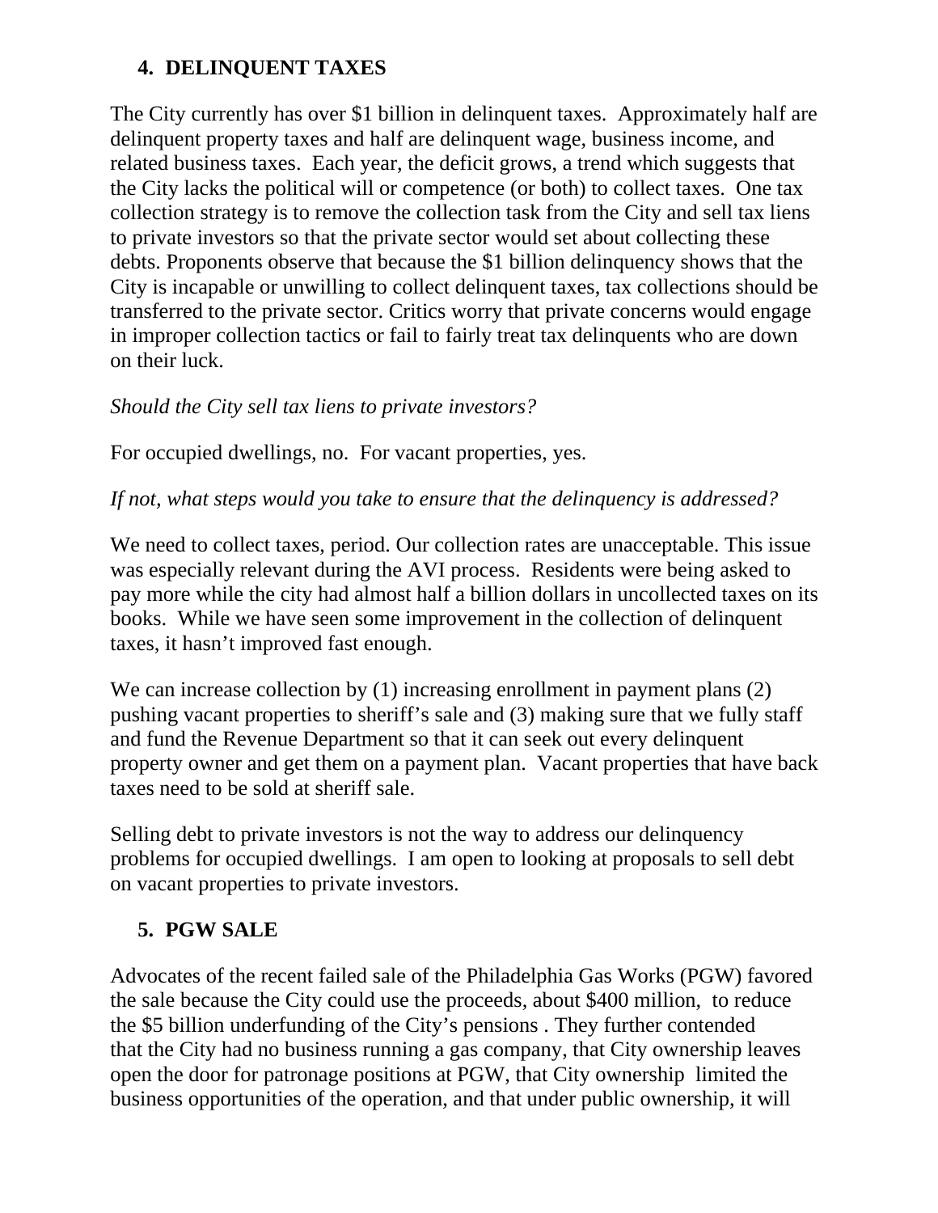## 4. DELINQUENT TAXES

The City currently has over $1 billion in delinquent taxes. Approximately half are delinquent property taxes and half are delinquent wage, business income, and related business taxes. Each year, the deficit grows, a trend which suggests that the City lacks the political will or competence (or both) to collect taxes. One tax collection strategy is to remove the collection task from the City and sell tax liens to private investors so that the private sector would set about collecting these debts. Proponents observe that because the $1 billion delinquency shows that the City is incapable or unwilling to collect delinquent taxes, tax collections should be transferred to the private sector. Critics worry that private concerns would engage in improper collection tactics or fail to fairly treat tax delinquents who are down on their luck.

*Should the City sell tax liens to private investors?*

For occupied dwellings, no. For vacant properties, yes.

*If not, what steps would you take to ensure that the delinquency is addressed?*

We need to collect taxes, period. Our collection rates are unacceptable. This issue was especially relevant during the AVI process. Residents were being asked to pay more while the city had almost half a billion dollars in uncollected taxes on its books. While we have seen some improvement in the collection of delinquent taxes, it hasn't improved fast enough.

We can increase collection by (1) increasing enrollment in payment plans (2) pushing vacant properties to sheriff's sale and (3) making sure that we fully staff and fund the Revenue Department so that it can seek out every delinquent property owner and get them on a payment plan. Vacant properties that have back taxes need to be sold at sheriff sale.

Selling debt to private investors is not the way to address our delinquency problems for occupied dwellings. I am open to looking at proposals to sell debt on vacant properties to private investors.

## 5. PGW SALE

Advocates of the recent failed sale of the Philadelphia Gas Works (PGW) favored the sale because the City could use the proceeds, about $400 million, to reduce the $5 billion underfunding of the City's pensions . They further contended that the City had no business running a gas company, that City ownership leaves open the door for patronage positions at PGW, that City ownership limited the business opportunities of the operation, and that under public ownership, it will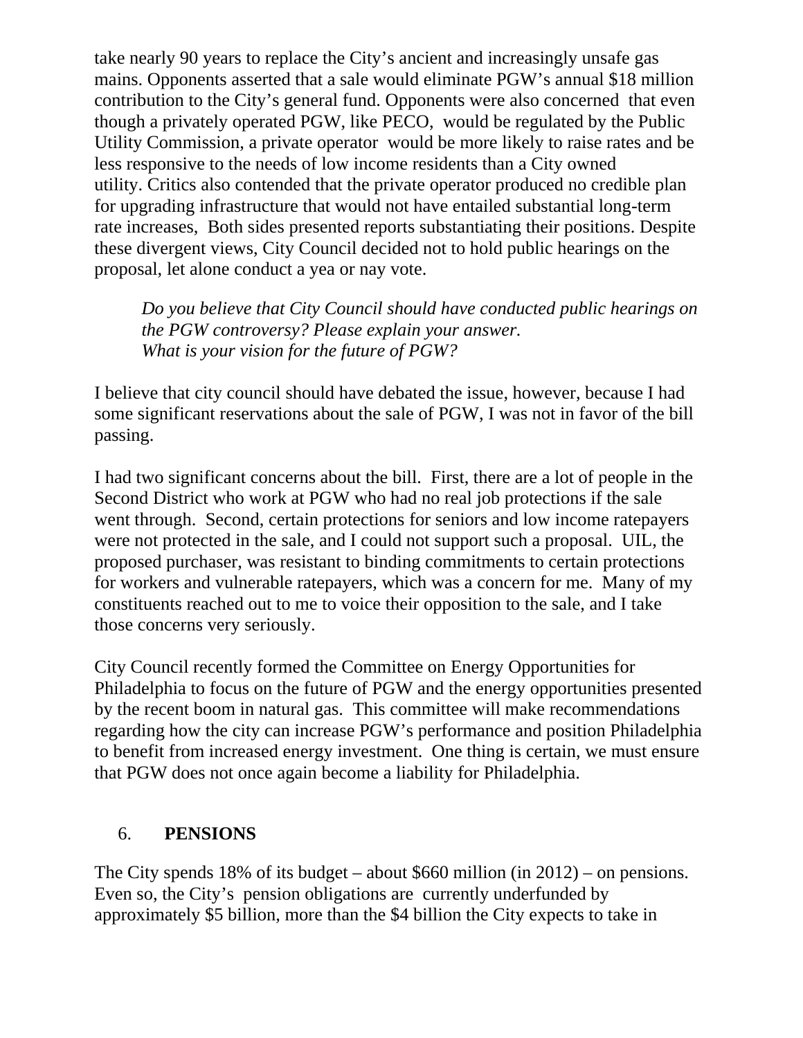take nearly 90 years to replace the City's ancient and increasingly unsafe gas mains. Opponents asserted that a sale would eliminate PGW's annual $18 million contribution to the City's general fund. Opponents were also concerned that even though a privately operated PGW, like PECO, would be regulated by the Public Utility Commission, a private operator would be more likely to raise rates and be less responsive to the needs of low income residents than a City owned utility. Critics also contended that the private operator produced no credible plan for upgrading infrastructure that would not have entailed substantial long-term rate increases, Both sides presented reports substantiating their positions. Despite these divergent views, City Council decided not to hold public hearings on the proposal, let alone conduct a yea or nay vote.

> *Do you believe that City Council should have conducted public hearings on the PGW controversy? Please explain your answer.*
> *What is your vision for the future of PGW?*

I believe that city council should have debated the issue, however, because I had some significant reservations about the sale of PGW, I was not in favor of the bill passing.

I had two significant concerns about the bill. First, there are a lot of people in the Second District who work at PGW who had no real job protections if the sale went through. Second, certain protections for seniors and low income ratepayers were not protected in the sale, and I could not support such a proposal. UIL, the proposed purchaser, was resistant to binding commitments to certain protections for workers and vulnerable ratepayers, which was a concern for me. Many of my constituents reached out to me to voice their opposition to the sale, and I take those concerns very seriously.

City Council recently formed the Committee on Energy Opportunities for Philadelphia to focus on the future of PGW and the energy opportunities presented by the recent boom in natural gas. This committee will make recommendations regarding how the city can increase PGW's performance and position Philadelphia to benefit from increased energy investment. One thing is certain, we must ensure that PGW does not once again become a liability for Philadelphia.

## 6. PENSIONS

The City spends 18% of its budget – about $660 million (in 2012) – on pensions. Even so, the City's pension obligations are currently underfunded by approximately $5 billion, more than the $4 billion the City expects to take in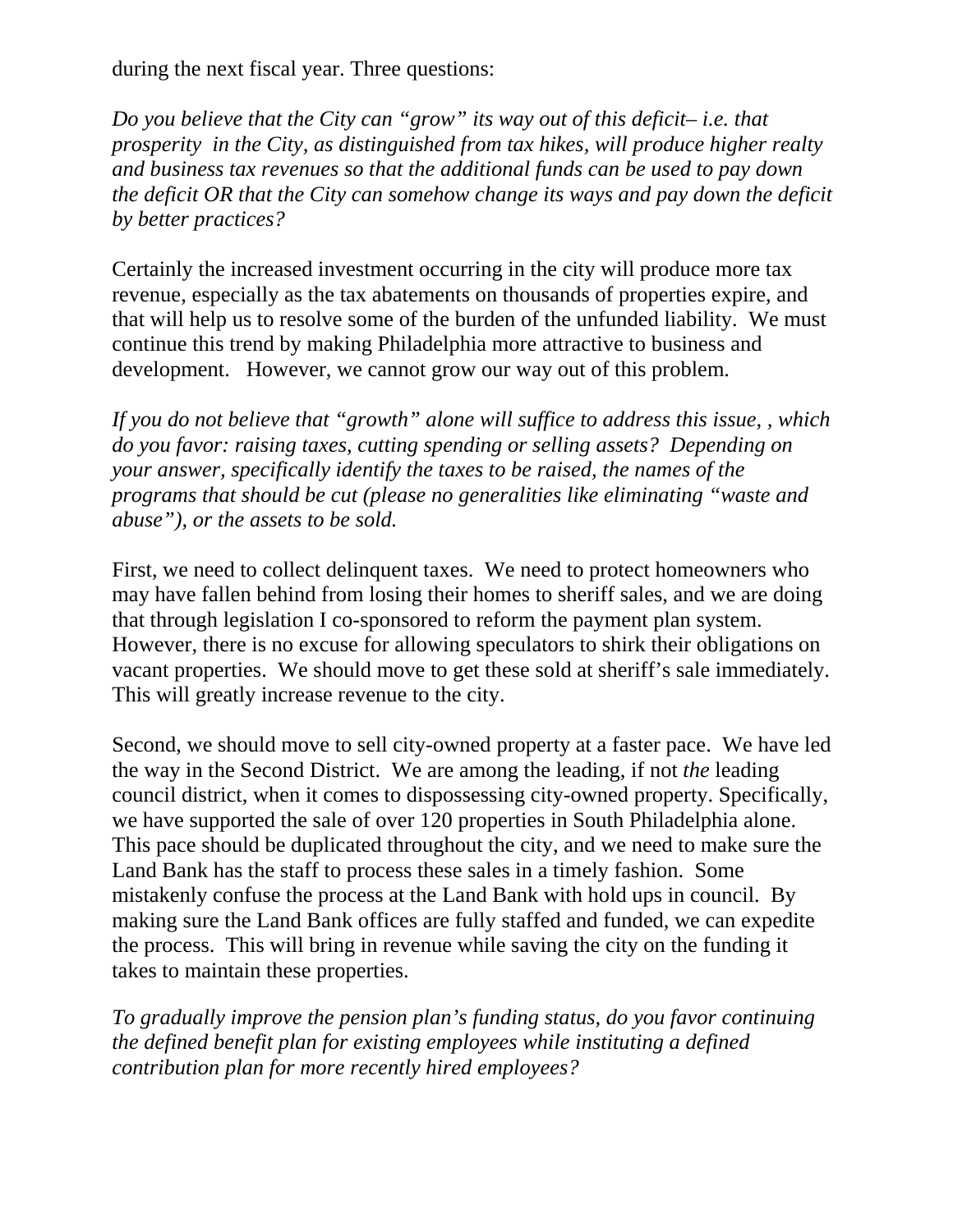during the next fiscal year. Three questions:

*Do you believe that the City can "grow" its way out of this deficit– i.e. that prosperity in the City, as distinguished from tax hikes, will produce higher realty and business tax revenues so that the additional funds can be used to pay down the deficit OR that the City can somehow change its ways and pay down the deficit by better practices?*

Certainly the increased investment occurring in the city will produce more tax revenue, especially as the tax abatements on thousands of properties expire, and that will help us to resolve some of the burden of the unfunded liability. We must continue this trend by making Philadelphia more attractive to business and development. However, we cannot grow our way out of this problem.

*If you do not believe that "growth" alone will suffice to address this issue, , which do you favor: raising taxes, cutting spending or selling assets? Depending on your answer, specifically identify the taxes to be raised, the names of the programs that should be cut (please no generalities like eliminating "waste and abuse"), or the assets to be sold.*

First, we need to collect delinquent taxes. We need to protect homeowners who may have fallen behind from losing their homes to sheriff sales, and we are doing that through legislation I co-sponsored to reform the payment plan system. However, there is no excuse for allowing speculators to shirk their obligations on vacant properties. We should move to get these sold at sheriff's sale immediately. This will greatly increase revenue to the city.

Second, we should move to sell city-owned property at a faster pace. We have led the way in the Second District. We are among the leading, if not *the* leading council district, when it comes to dispossessing city-owned property. Specifically, we have supported the sale of over 120 properties in South Philadelphia alone. This pace should be duplicated throughout the city, and we need to make sure the Land Bank has the staff to process these sales in a timely fashion. Some mistakenly confuse the process at the Land Bank with hold ups in council. By making sure the Land Bank offices are fully staffed and funded, we can expedite the process. This will bring in revenue while saving the city on the funding it takes to maintain these properties.

*To gradually improve the pension plan's funding status, do you favor continuing the defined benefit plan for existing employees while instituting a defined contribution plan for more recently hired employees?*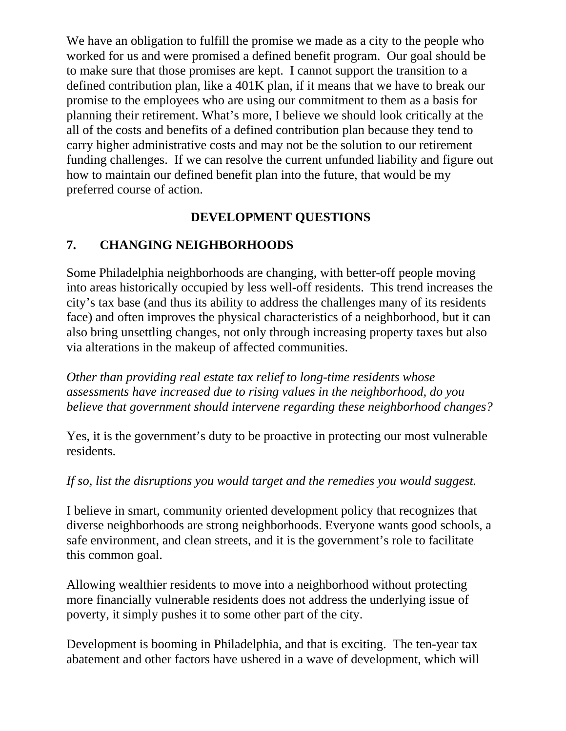We have an obligation to fulfill the promise we made as a city to the people who worked for us and were promised a defined benefit program. Our goal should be to make sure that those promises are kept. I cannot support the transition to a defined contribution plan, like a 401K plan, if it means that we have to break our promise to the employees who are using our commitment to them as a basis for planning their retirement. What's more, I believe we should look critically at the all of the costs and benefits of a defined contribution plan because they tend to carry higher administrative costs and may not be the solution to our retirement funding challenges. If we can resolve the current unfunded liability and figure out how to maintain our defined benefit plan into the future, that would be my preferred course of action.

## DEVELOPMENT QUESTIONS

### 7. CHANGING NEIGHBORHOODS

Some Philadelphia neighborhoods are changing, with better-off people moving into areas historically occupied by less well-off residents. This trend increases the city's tax base (and thus its ability to address the challenges many of its residents face) and often improves the physical characteristics of a neighborhood, but it can also bring unsettling changes, not only through increasing property taxes but also via alterations in the makeup of affected communities.

*Other than providing real estate tax relief to long-time residents whose assessments have increased due to rising values in the neighborhood, do you believe that government should intervene regarding these neighborhood changes?*

Yes, it is the government's duty to be proactive in protecting our most vulnerable residents.

*If so, list the disruptions you would target and the remedies you would suggest.*

I believe in smart, community oriented development policy that recognizes that diverse neighborhoods are strong neighborhoods. Everyone wants good schools, a safe environment, and clean streets, and it is the government's role to facilitate this common goal.

Allowing wealthier residents to move into a neighborhood without protecting more financially vulnerable residents does not address the underlying issue of poverty, it simply pushes it to some other part of the city.

Development is booming in Philadelphia, and that is exciting. The ten-year tax abatement and other factors have ushered in a wave of development, which will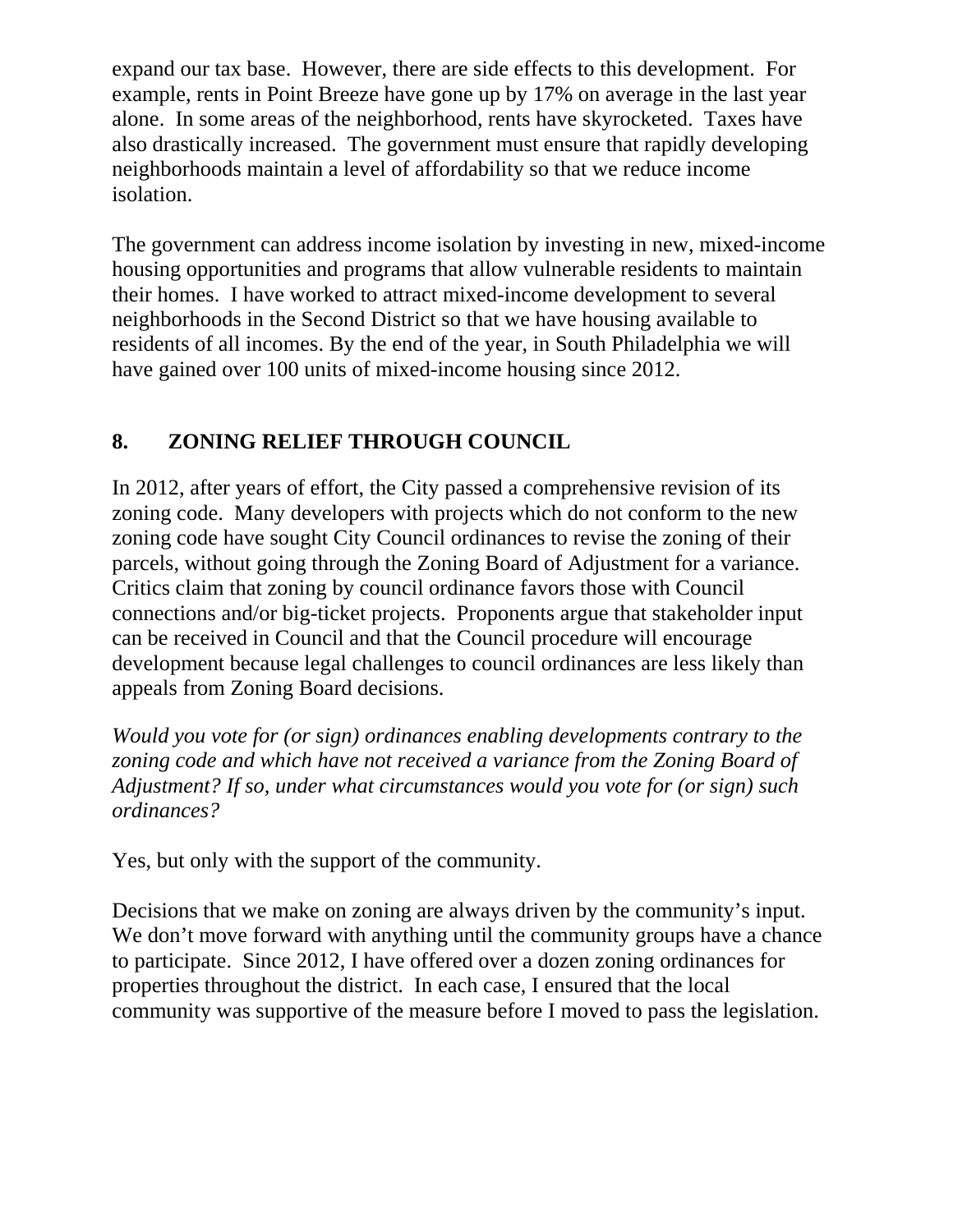expand our tax base. However, there are side effects to this development. For example, rents in Point Breeze have gone up by 17% on average in the last year alone. In some areas of the neighborhood, rents have skyrocketed. Taxes have also drastically increased. The government must ensure that rapidly developing neighborhoods maintain a level of affordability so that we reduce income isolation.

The government can address income isolation by investing in new, mixed-income housing opportunities and programs that allow vulnerable residents to maintain their homes. I have worked to attract mixed-income development to several neighborhoods in the Second District so that we have housing available to residents of all incomes. By the end of the year, in South Philadelphia we will have gained over 100 units of mixed-income housing since 2012.

## 8. ZONING RELIEF THROUGH COUNCIL

In 2012, after years of effort, the City passed a comprehensive revision of its zoning code. Many developers with projects which do not conform to the new zoning code have sought City Council ordinances to revise the zoning of their parcels, without going through the Zoning Board of Adjustment for a variance. Critics claim that zoning by council ordinance favors those with Council connections and/or big-ticket projects. Proponents argue that stakeholder input can be received in Council and that the Council procedure will encourage development because legal challenges to council ordinances are less likely than appeals from Zoning Board decisions.

*Would you vote for (or sign) ordinances enabling developments contrary to the zoning code and which have not received a variance from the Zoning Board of Adjustment? If so, under what circumstances would you vote for (or sign) such ordinances?*

Yes, but only with the support of the community.

Decisions that we make on zoning are always driven by the community's input. We don't move forward with anything until the community groups have a chance to participate. Since 2012, I have offered over a dozen zoning ordinances for properties throughout the district. In each case, I ensured that the local community was supportive of the measure before I moved to pass the legislation.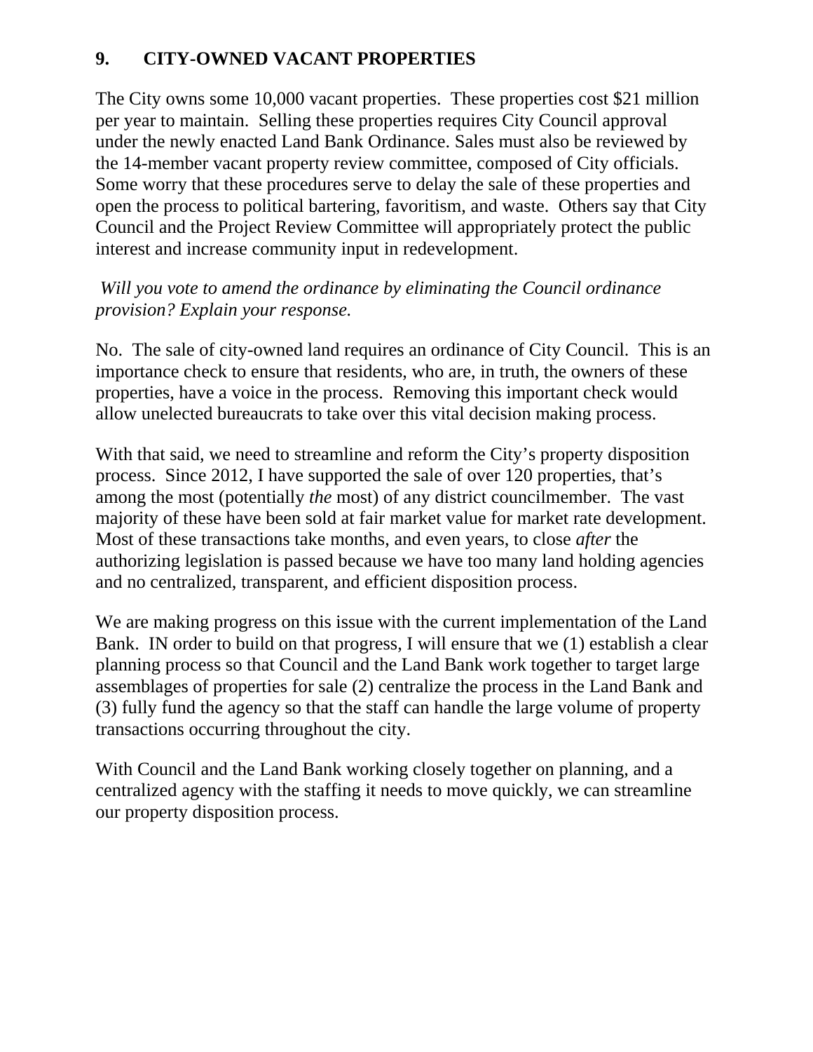## 9. CITY-OWNED VACANT PROPERTIES

The City owns some 10,000 vacant properties. These properties cost $21 million per year to maintain. Selling these properties requires City Council approval under the newly enacted Land Bank Ordinance. Sales must also be reviewed by the 14-member vacant property review committee, composed of City officials. Some worry that these procedures serve to delay the sale of these properties and open the process to political bartering, favoritism, and waste. Others say that City Council and the Project Review Committee will appropriately protect the public interest and increase community input in redevelopment.

*Will you vote to amend the ordinance by eliminating the Council ordinance provision? Explain your response.*

No. The sale of city-owned land requires an ordinance of City Council. This is an importance check to ensure that residents, who are, in truth, the owners of these properties, have a voice in the process. Removing this important check would allow unelected bureaucrats to take over this vital decision making process.

With that said, we need to streamline and reform the City's property disposition process. Since 2012, I have supported the sale of over 120 properties, that's among the most (potentially *the* most) of any district councilmember. The vast majority of these have been sold at fair market value for market rate development. Most of these transactions take months, and even years, to close *after* the authorizing legislation is passed because we have too many land holding agencies and no centralized, transparent, and efficient disposition process.

We are making progress on this issue with the current implementation of the Land Bank. IN order to build on that progress, I will ensure that we (1) establish a clear planning process so that Council and the Land Bank work together to target large assemblages of properties for sale (2) centralize the process in the Land Bank and (3) fully fund the agency so that the staff can handle the large volume of property transactions occurring throughout the city.

With Council and the Land Bank working closely together on planning, and a centralized agency with the staffing it needs to move quickly, we can streamline our property disposition process.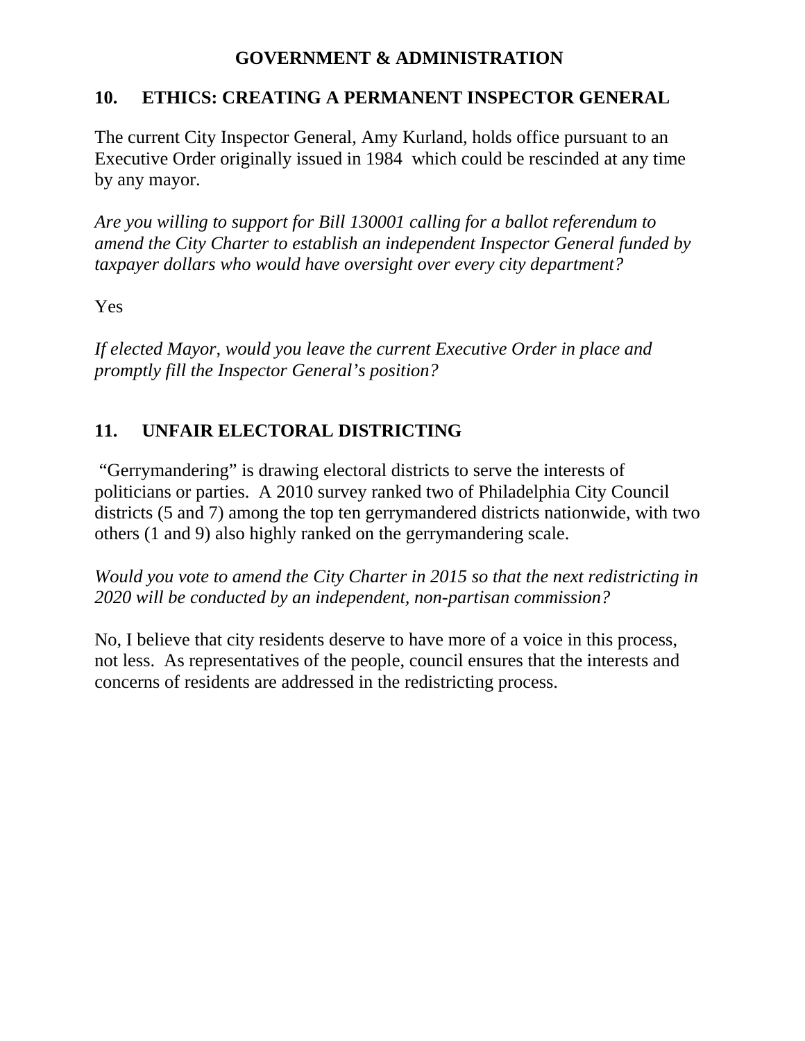# GOVERNMENT & ADMINISTRATION

## 10. ETHICS: CREATING A PERMANENT INSPECTOR GENERAL

The current City Inspector General, Amy Kurland, holds office pursuant to an Executive Order originally issued in 1984 which could be rescinded at any time by any mayor.

*Are you willing to support for Bill 130001 calling for a ballot referendum to amend the City Charter to establish an independent Inspector General funded by taxpayer dollars who would have oversight over every city department?*

Yes

*If elected Mayor, would you leave the current Executive Order in place and promptly fill the Inspector General's position?*

## 11. UNFAIR ELECTORAL DISTRICTING

"Gerrymandering" is drawing electoral districts to serve the interests of politicians or parties. A 2010 survey ranked two of Philadelphia City Council districts (5 and 7) among the top ten gerrymandered districts nationwide, with two others (1 and 9) also highly ranked on the gerrymandering scale.

*Would you vote to amend the City Charter in 2015 so that the next redistricting in 2020 will be conducted by an independent, non-partisan commission?*

No, I believe that city residents deserve to have more of a voice in this process, not less. As representatives of the people, council ensures that the interests and concerns of residents are addressed in the redistricting process.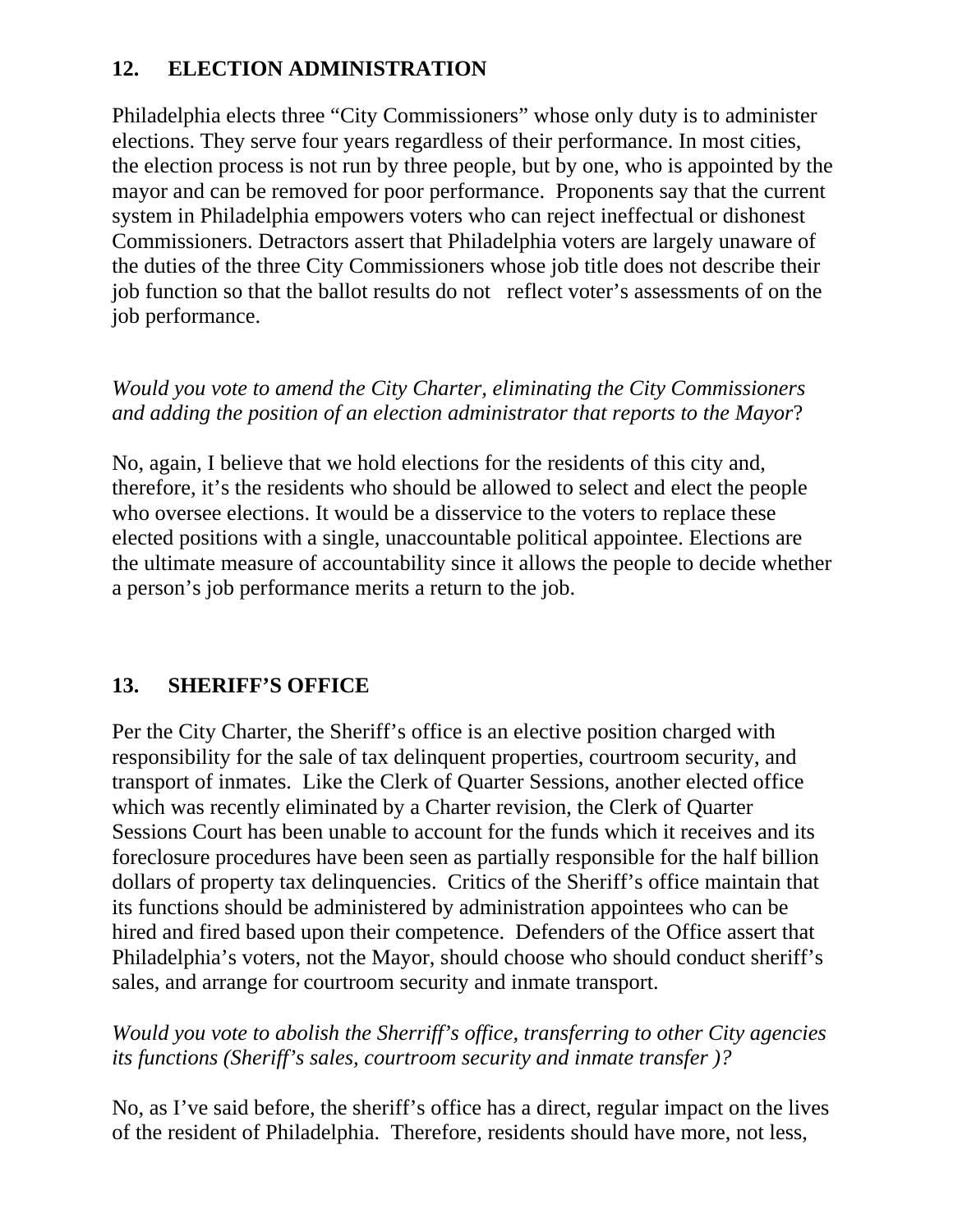## 12. ELECTION ADMINISTRATION

Philadelphia elects three "City Commissioners" whose only duty is to administer elections. They serve four years regardless of their performance. In most cities, the election process is not run by three people, but by one, who is appointed by the mayor and can be removed for poor performance. Proponents say that the current system in Philadelphia empowers voters who can reject ineffectual or dishonest Commissioners. Detractors assert that Philadelphia voters are largely unaware of the duties of the three City Commissioners whose job title does not describe their job function so that the ballot results do not reflect voter's assessments of on the job performance.

*Would you vote to amend the City Charter, eliminating the City Commissioners and adding the position of an election administrator that reports to the Mayor*?

No, again, I believe that we hold elections for the residents of this city and, therefore, it's the residents who should be allowed to select and elect the people who oversee elections. It would be a disservice to the voters to replace these elected positions with a single, unaccountable political appointee. Elections are the ultimate measure of accountability since it allows the people to decide whether a person's job performance merits a return to the job.

## 13. SHERIFF'S OFFICE

Per the City Charter, the Sheriff's office is an elective position charged with responsibility for the sale of tax delinquent properties, courtroom security, and transport of inmates. Like the Clerk of Quarter Sessions, another elected office which was recently eliminated by a Charter revision, the Clerk of Quarter Sessions Court has been unable to account for the funds which it receives and its foreclosure procedures have been seen as partially responsible for the half billion dollars of property tax delinquencies. Critics of the Sheriff's office maintain that its functions should be administered by administration appointees who can be hired and fired based upon their competence. Defenders of the Office assert that Philadelphia's voters, not the Mayor, should choose who should conduct sheriff's sales, and arrange for courtroom security and inmate transport.

*Would you vote to abolish the Sherriff's office, transferring to other City agencies its functions (Sheriff's sales, courtroom security and inmate transfer )?*

No, as I've said before, the sheriff's office has a direct, regular impact on the lives of the resident of Philadelphia. Therefore, residents should have more, not less,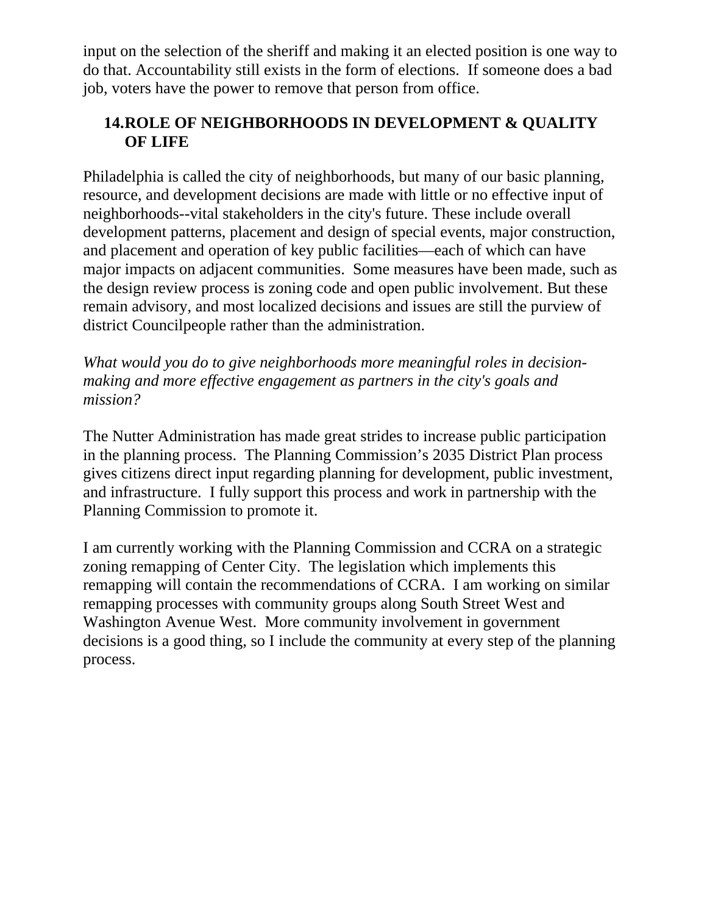input on the selection of the sheriff and making it an elected position is one way to do that. Accountability still exists in the form of elections. If someone does a bad job, voters have the power to remove that person from office.

## 14. ROLE OF NEIGHBORHOODS IN DEVELOPMENT & QUALITY OF LIFE

Philadelphia is called the city of neighborhoods, but many of our basic planning, resource, and development decisions are made with little or no effective input of neighborhoods--vital stakeholders in the city's future. These include overall development patterns, placement and design of special events, major construction, and placement and operation of key public facilities—each of which can have major impacts on adjacent communities. Some measures have been made, such as the design review process is zoning code and open public involvement. But these remain advisory, and most localized decisions and issues are still the purview of district Councilpeople rather than the administration.

*What would you do to give neighborhoods more meaningful roles in decision-making and more effective engagement as partners in the city's goals and mission?*

The Nutter Administration has made great strides to increase public participation in the planning process. The Planning Commission's 2035 District Plan process gives citizens direct input regarding planning for development, public investment, and infrastructure. I fully support this process and work in partnership with the Planning Commission to promote it.

I am currently working with the Planning Commission and CCRA on a strategic zoning remapping of Center City. The legislation which implements this remapping will contain the recommendations of CCRA. I am working on similar remapping processes with community groups along South Street West and Washington Avenue West. More community involvement in government decisions is a good thing, so I include the community at every step of the planning process.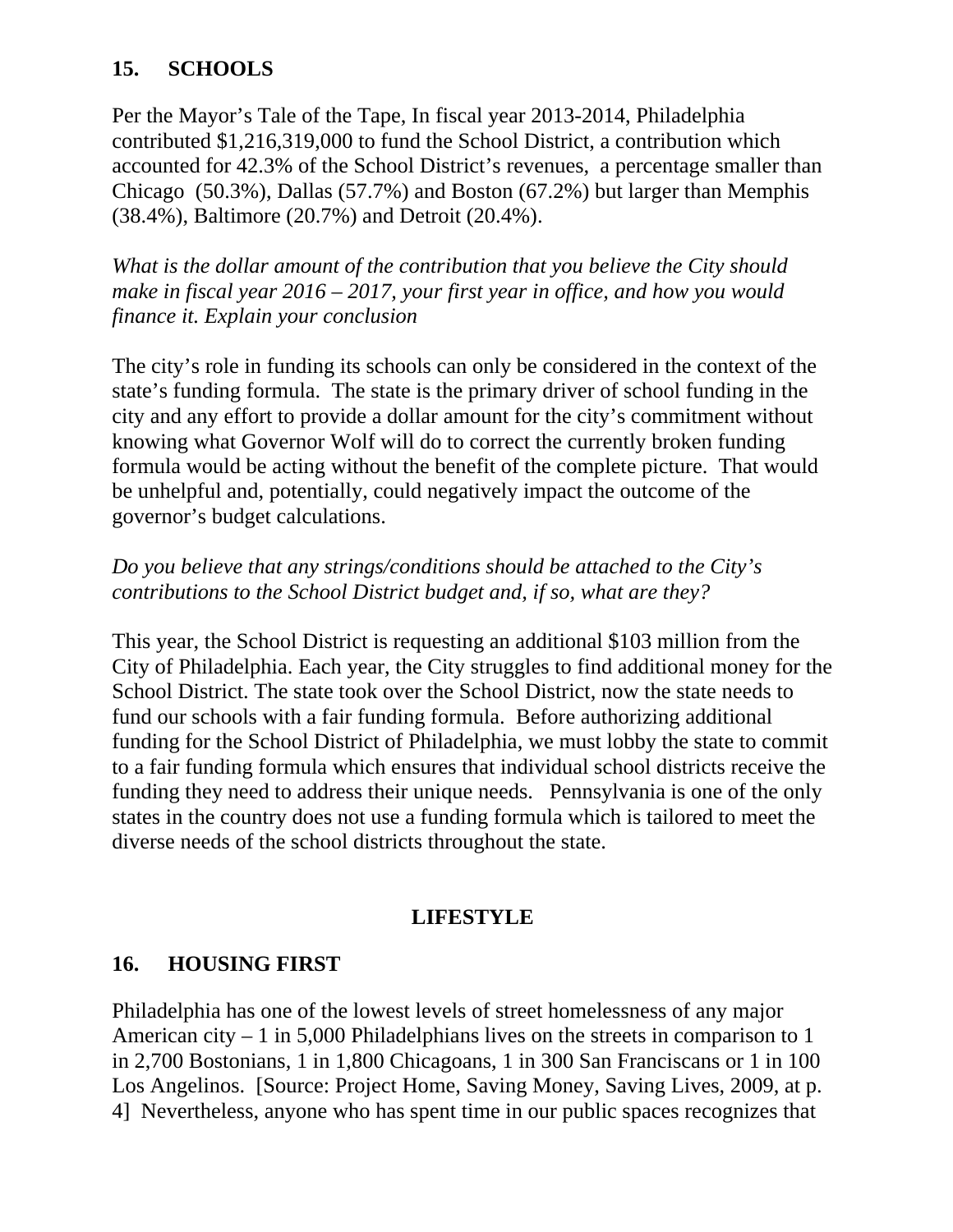## 15. SCHOOLS

Per the Mayor's Tale of the Tape, In fiscal year 2013-2014, Philadelphia contributed $1,216,319,000 to fund the School District, a contribution which accounted for 42.3% of the School District's revenues, a percentage smaller than Chicago (50.3%), Dallas (57.7%) and Boston (67.2%) but larger than Memphis (38.4%), Baltimore (20.7%) and Detroit (20.4%).

*What is the dollar amount of the contribution that you believe the City should make in fiscal year 2016 – 2017, your first year in office, and how you would finance it. Explain your conclusion*

The city's role in funding its schools can only be considered in the context of the state's funding formula. The state is the primary driver of school funding in the city and any effort to provide a dollar amount for the city's commitment without knowing what Governor Wolf will do to correct the currently broken funding formula would be acting without the benefit of the complete picture. That would be unhelpful and, potentially, could negatively impact the outcome of the governor's budget calculations.

*Do you believe that any strings/conditions should be attached to the City's contributions to the School District budget and, if so, what are they?*

This year, the School District is requesting an additional $103 million from the City of Philadelphia. Each year, the City struggles to find additional money for the School District. The state took over the School District, now the state needs to fund our schools with a fair funding formula. Before authorizing additional funding for the School District of Philadelphia, we must lobby the state to commit to a fair funding formula which ensures that individual school districts receive the funding they need to address their unique needs. Pennsylvania is one of the only states in the country does not use a funding formula which is tailored to meet the diverse needs of the school districts throughout the state.

# LIFESTYLE

## 16. HOUSING FIRST

Philadelphia has one of the lowest levels of street homelessness of any major American city – 1 in 5,000 Philadelphians lives on the streets in comparison to 1 in 2,700 Bostonians, 1 in 1,800 Chicagoans, 1 in 300 San Franciscans or 1 in 100 Los Angelinos. [Source: Project Home, Saving Money, Saving Lives, 2009, at p. 4] Nevertheless, anyone who has spent time in our public spaces recognizes that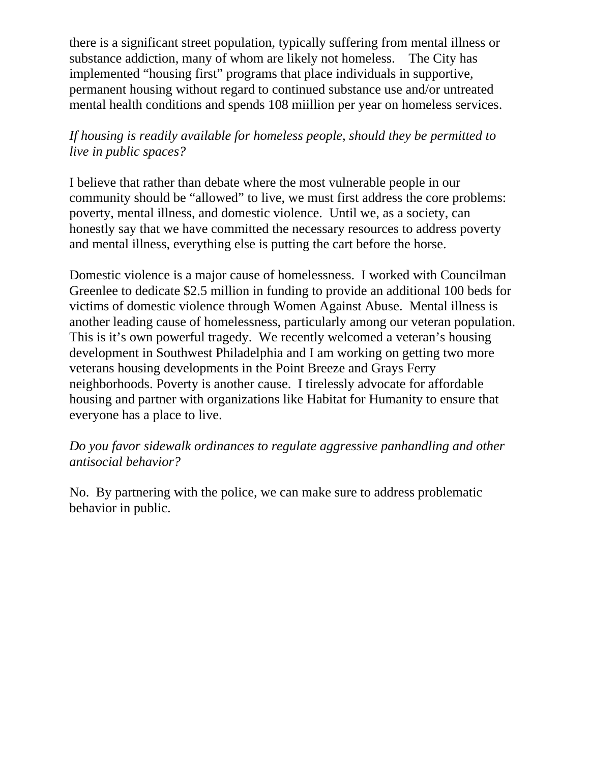there is a significant street population, typically suffering from mental illness or substance addiction, many of whom are likely not homeless. The City has implemented "housing first" programs that place individuals in supportive, permanent housing without regard to continued substance use and/or untreated mental health conditions and spends 108 miillion per year on homeless services.

*If housing is readily available for homeless people, should they be permitted to live in public spaces?*

I believe that rather than debate where the most vulnerable people in our community should be "allowed" to live, we must first address the core problems: poverty, mental illness, and domestic violence. Until we, as a society, can honestly say that we have committed the necessary resources to address poverty and mental illness, everything else is putting the cart before the horse.

Domestic violence is a major cause of homelessness. I worked with Councilman Greenlee to dedicate $2.5 million in funding to provide an additional 100 beds for victims of domestic violence through Women Against Abuse. Mental illness is another leading cause of homelessness, particularly among our veteran population. This is it's own powerful tragedy. We recently welcomed a veteran's housing development in Southwest Philadelphia and I am working on getting two more veterans housing developments in the Point Breeze and Grays Ferry neighborhoods. Poverty is another cause. I tirelessly advocate for affordable housing and partner with organizations like Habitat for Humanity to ensure that everyone has a place to live.

*Do you favor sidewalk ordinances to regulate aggressive panhandling and other antisocial behavior?*

No. By partnering with the police, we can make sure to address problematic behavior in public.